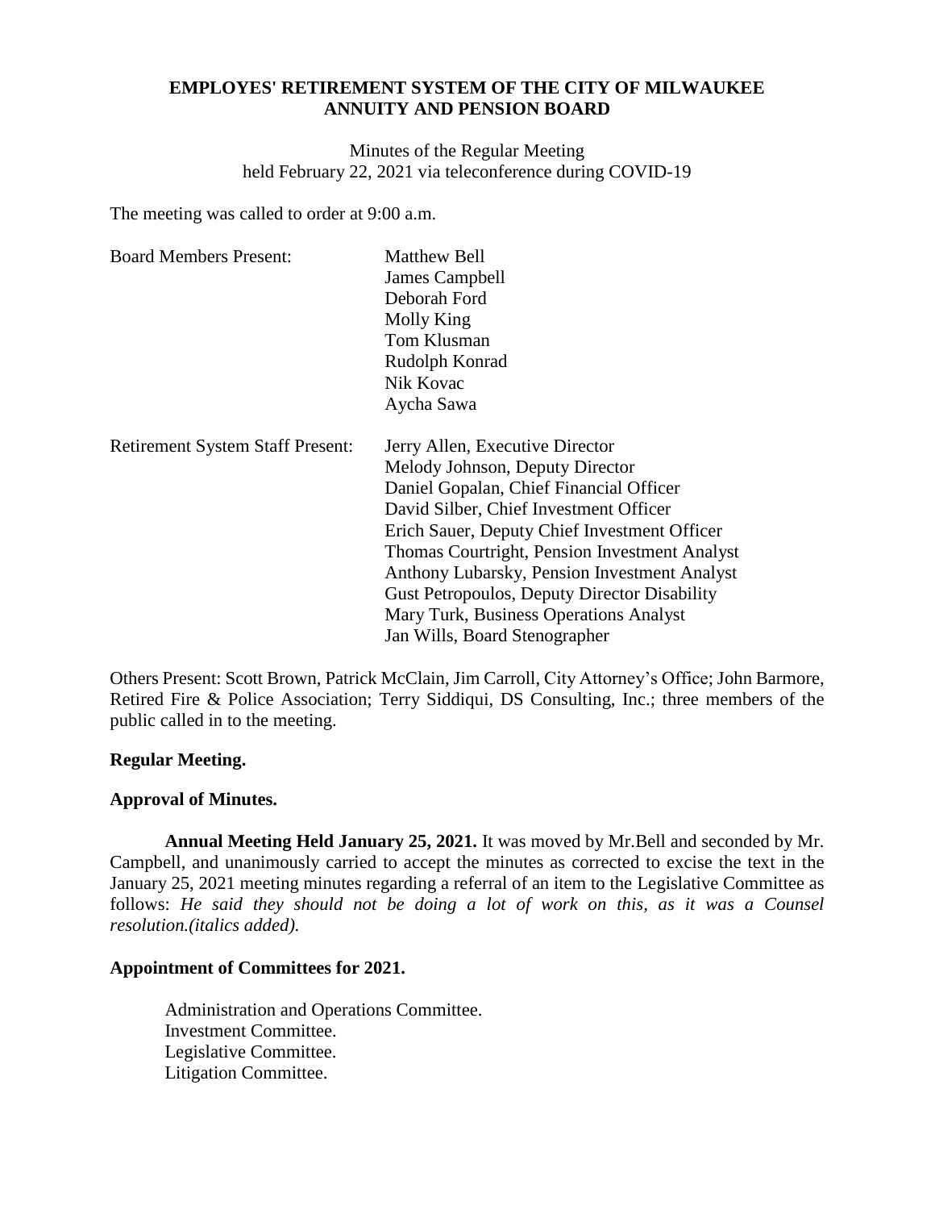**EMPLOYES' RETIREMENT SYSTEM OF THE CITY OF MILWAUKEE**
**ANNUITY AND PENSION BOARD**

Minutes of the Regular Meeting
held February 22, 2021 via teleconference during COVID-19

The meeting was called to order at 9:00 a.m.

| | |
|---|---|
| Board Members Present: | Matthew Bell<br>James Campbell<br>Deborah Ford<br>Molly King<br>Tom Klusman<br>Rudolph Konrad<br>Nik Kovac<br>Aycha Sawa |
| Retirement System Staff Present: | Jerry Allen, Executive Director<br>Melody Johnson, Deputy Director<br>Daniel Gopalan, Chief Financial Officer<br>David Silber, Chief Investment Officer<br>Erich Sauer, Deputy Chief Investment Officer<br>Thomas Courtright, Pension Investment Analyst<br>Anthony Lubarsky, Pension Investment Analyst<br>Gust Petropoulos, Deputy Director Disability<br>Mary Turk, Business Operations Analyst<br>Jan Wills, Board Stenographer |

Others Present: Scott Brown, Patrick McClain, Jim Carroll, City Attorney's Office; John Barmore, Retired Fire & Police Association; Terry Siddiqui, DS Consulting, Inc.; three members of the public called in to the meeting.

**Regular Meeting.**

**Approval of Minutes.**

**Annual Meeting Held January 25, 2021.** It was moved by Mr.Bell and seconded by Mr. Campbell, and unanimously carried to accept the minutes as corrected to excise the text in the January 25, 2021 meeting minutes regarding a referral of an item to the Legislative Committee as follows: *He said they should not be doing a lot of work on this, as it was a Counsel resolution.(italics added).*

**Appointment of Committees for 2021.**

Administration and Operations Committee.
Investment Committee.
Legislative Committee.
Litigation Committee.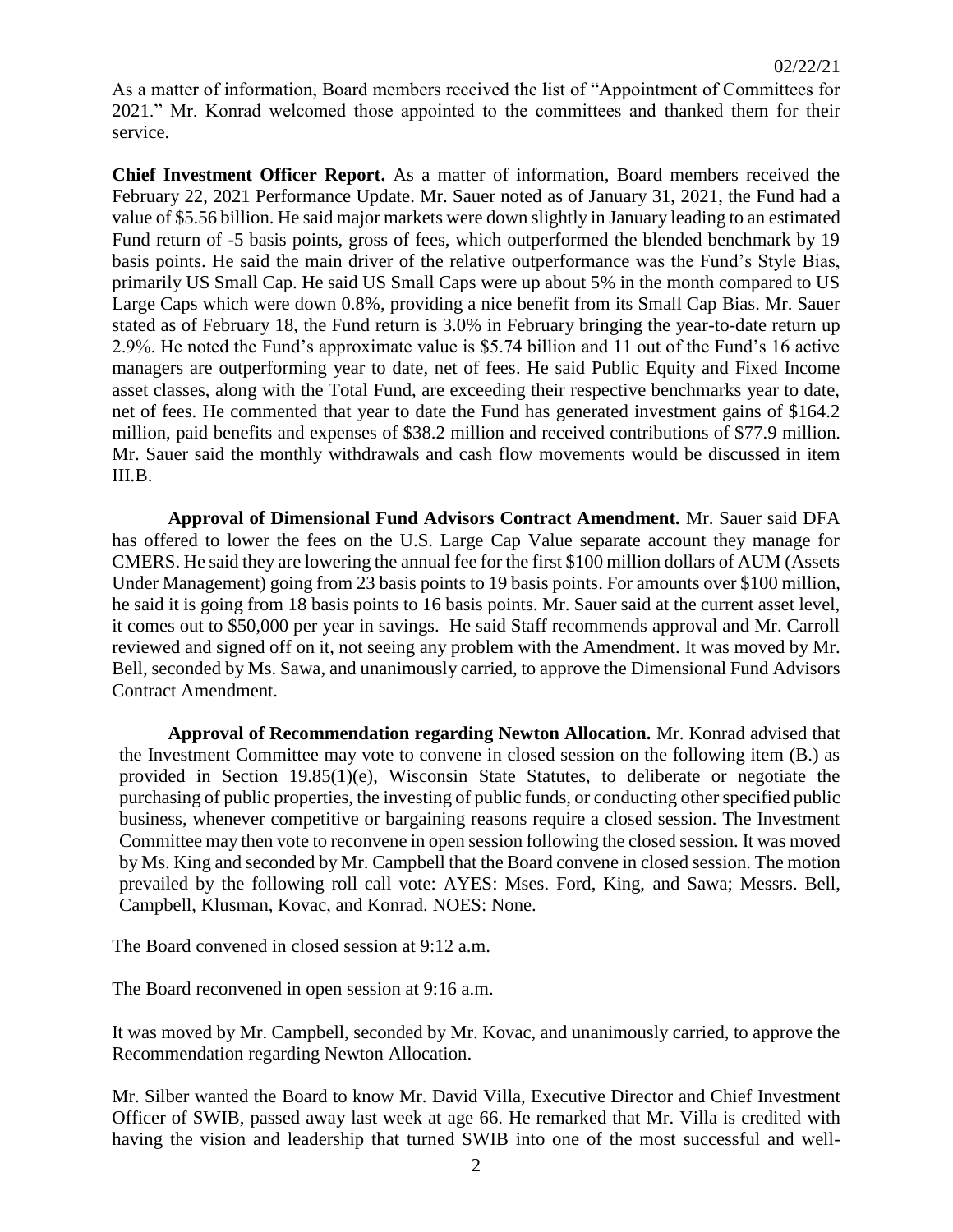As a matter of information, Board members received the list of "Appointment of Committees for 2021." Mr. Konrad welcomed those appointed to the committees and thanked them for their service.

**Chief Investment Officer Report.** As a matter of information, Board members received the February 22, 2021 Performance Update. Mr. Sauer noted as of January 31, 2021, the Fund had a value of $5.56 billion. He said major markets were down slightly in January leading to an estimated Fund return of -5 basis points, gross of fees, which outperformed the blended benchmark by 19 basis points. He said the main driver of the relative outperformance was the Fund's Style Bias, primarily US Small Cap. He said US Small Caps were up about 5% in the month compared to US Large Caps which were down 0.8%, providing a nice benefit from its Small Cap Bias. Mr. Sauer stated as of February 18, the Fund return is 3.0% in February bringing the year-to-date return up 2.9%. He noted the Fund's approximate value is $5.74 billion and 11 out of the Fund's 16 active managers are outperforming year to date, net of fees. He said Public Equity and Fixed Income asset classes, along with the Total Fund, are exceeding their respective benchmarks year to date, net of fees. He commented that year to date the Fund has generated investment gains of $164.2 million, paid benefits and expenses of $38.2 million and received contributions of $77.9 million. Mr. Sauer said the monthly withdrawals and cash flow movements would be discussed in item III.B.

**Approval of Dimensional Fund Advisors Contract Amendment.** Mr. Sauer said DFA has offered to lower the fees on the U.S. Large Cap Value separate account they manage for CMERS. He said they are lowering the annual fee for the first $100 million dollars of AUM (Assets Under Management) going from 23 basis points to 19 basis points. For amounts over $100 million, he said it is going from 18 basis points to 16 basis points. Mr. Sauer said at the current asset level, it comes out to $50,000 per year in savings. He said Staff recommends approval and Mr. Carroll reviewed and signed off on it, not seeing any problem with the Amendment. It was moved by Mr. Bell, seconded by Ms. Sawa, and unanimously carried, to approve the Dimensional Fund Advisors Contract Amendment.

**Approval of Recommendation regarding Newton Allocation.** Mr. Konrad advised that the Investment Committee may vote to convene in closed session on the following item (B.) as provided in Section 19.85(1)(e), Wisconsin State Statutes, to deliberate or negotiate the purchasing of public properties, the investing of public funds, or conducting other specified public business, whenever competitive or bargaining reasons require a closed session. The Investment Committee may then vote to reconvene in open session following the closed session. It was moved by Ms. King and seconded by Mr. Campbell that the Board convene in closed session. The motion prevailed by the following roll call vote: AYES: Mses. Ford, King, and Sawa; Messrs. Bell, Campbell, Klusman, Kovac, and Konrad. NOES: None.

The Board convened in closed session at 9:12 a.m.

The Board reconvened in open session at 9:16 a.m.

It was moved by Mr. Campbell, seconded by Mr. Kovac, and unanimously carried, to approve the Recommendation regarding Newton Allocation.

Mr. Silber wanted the Board to know Mr. David Villa, Executive Director and Chief Investment Officer of SWIB, passed away last week at age 66. He remarked that Mr. Villa is credited with having the vision and leadership that turned SWIB into one of the most successful and well-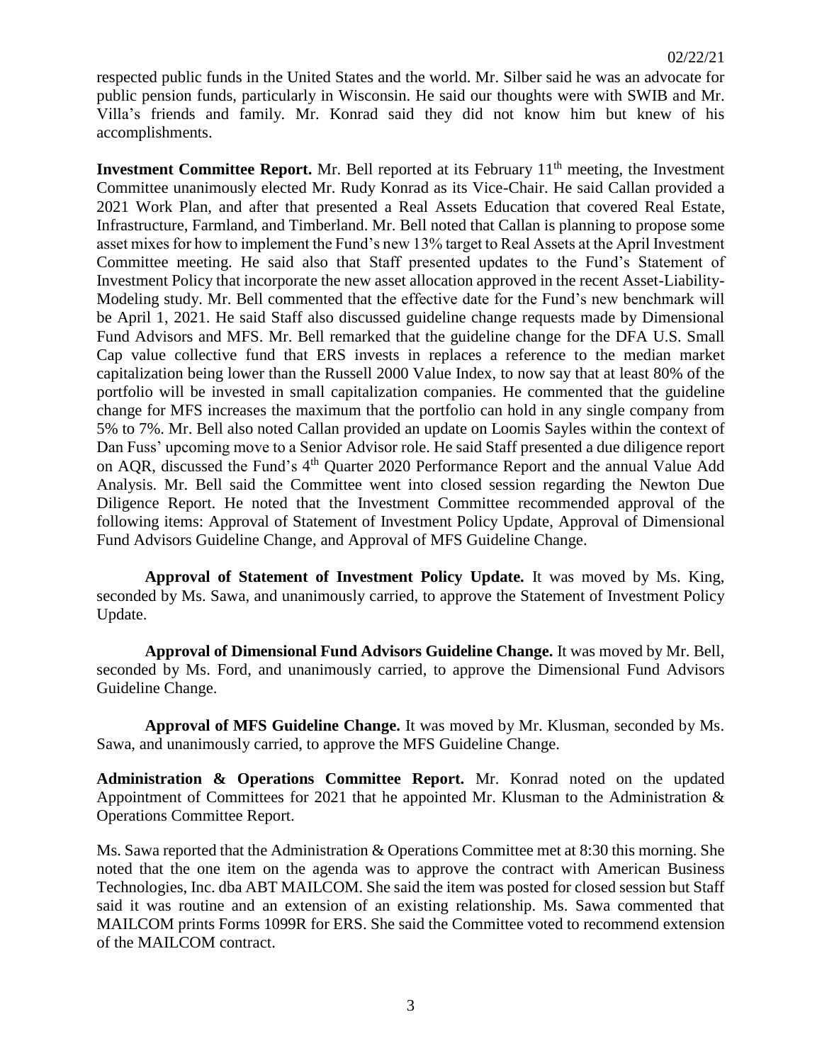respected public funds in the United States and the world. Mr. Silber said he was an advocate for public pension funds, particularly in Wisconsin. He said our thoughts were with SWIB and Mr. Villa's friends and family. Mr. Konrad said they did not know him but knew of his accomplishments.

**Investment Committee Report.** Mr. Bell reported at its February 11th meeting, the Investment Committee unanimously elected Mr. Rudy Konrad as its Vice-Chair. He said Callan provided a 2021 Work Plan, and after that presented a Real Assets Education that covered Real Estate, Infrastructure, Farmland, and Timberland. Mr. Bell noted that Callan is planning to propose some asset mixes for how to implement the Fund's new 13% target to Real Assets at the April Investment Committee meeting. He said also that Staff presented updates to the Fund's Statement of Investment Policy that incorporate the new asset allocation approved in the recent Asset-Liability-Modeling study. Mr. Bell commented that the effective date for the Fund's new benchmark will be April 1, 2021. He said Staff also discussed guideline change requests made by Dimensional Fund Advisors and MFS. Mr. Bell remarked that the guideline change for the DFA U.S. Small Cap value collective fund that ERS invests in replaces a reference to the median market capitalization being lower than the Russell 2000 Value Index, to now say that at least 80% of the portfolio will be invested in small capitalization companies. He commented that the guideline change for MFS increases the maximum that the portfolio can hold in any single company from 5% to 7%. Mr. Bell also noted Callan provided an update on Loomis Sayles within the context of Dan Fuss' upcoming move to a Senior Advisor role. He said Staff presented a due diligence report on AQR, discussed the Fund's 4th Quarter 2020 Performance Report and the annual Value Add Analysis. Mr. Bell said the Committee went into closed session regarding the Newton Due Diligence Report. He noted that the Investment Committee recommended approval of the following items: Approval of Statement of Investment Policy Update, Approval of Dimensional Fund Advisors Guideline Change, and Approval of MFS Guideline Change.

**Approval of Statement of Investment Policy Update.** It was moved by Ms. King, seconded by Ms. Sawa, and unanimously carried, to approve the Statement of Investment Policy Update.

**Approval of Dimensional Fund Advisors Guideline Change.** It was moved by Mr. Bell, seconded by Ms. Ford, and unanimously carried, to approve the Dimensional Fund Advisors Guideline Change.

**Approval of MFS Guideline Change.** It was moved by Mr. Klusman, seconded by Ms. Sawa, and unanimously carried, to approve the MFS Guideline Change.

**Administration & Operations Committee Report.** Mr. Konrad noted on the updated Appointment of Committees for 2021 that he appointed Mr. Klusman to the Administration & Operations Committee Report.

Ms. Sawa reported that the Administration & Operations Committee met at 8:30 this morning. She noted that the one item on the agenda was to approve the contract with American Business Technologies, Inc. dba ABT MAILCOM. She said the item was posted for closed session but Staff said it was routine and an extension of an existing relationship. Ms. Sawa commented that MAILCOM prints Forms 1099R for ERS. She said the Committee voted to recommend extension of the MAILCOM contract.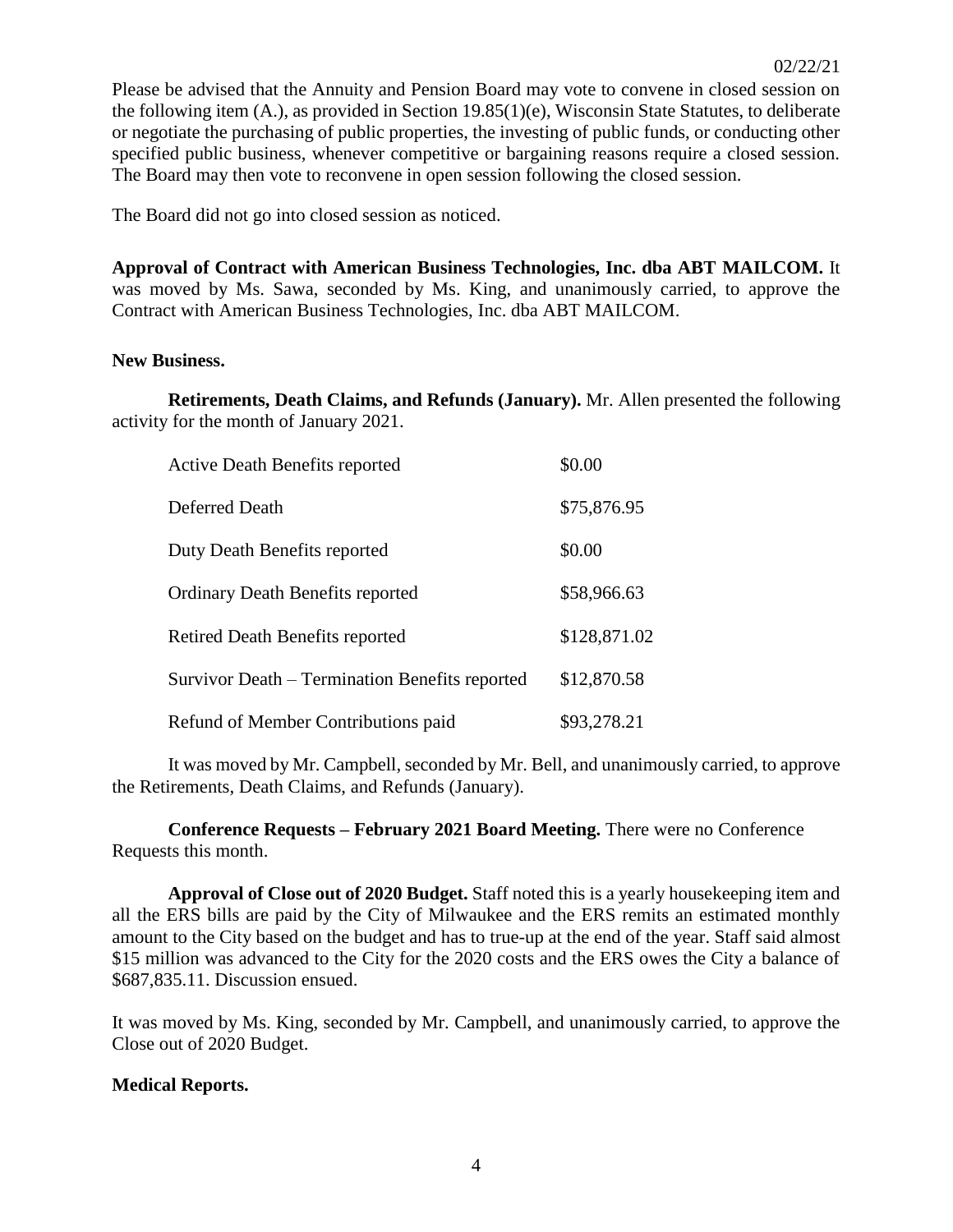02/22/21

Please be advised that the Annuity and Pension Board may vote to convene in closed session on the following item (A.), as provided in Section 19.85(1)(e), Wisconsin State Statutes, to deliberate or negotiate the purchasing of public properties, the investing of public funds, or conducting other specified public business, whenever competitive or bargaining reasons require a closed session. The Board may then vote to reconvene in open session following the closed session.

The Board did not go into closed session as noticed.

**Approval of Contract with American Business Technologies, Inc. dba ABT MAILCOM.** It was moved by Ms. Sawa, seconded by Ms. King, and unanimously carried, to approve the Contract with American Business Technologies, Inc. dba ABT MAILCOM.

**New Business.**

**Retirements, Death Claims, and Refunds (January).** Mr. Allen presented the following activity for the month of January 2021.

| | |
|---|---|
| Active Death Benefits reported | \$0.00 |
| Deferred Death | \$75,876.95 |
| Duty Death Benefits reported | \$0.00 |
| Ordinary Death Benefits reported | \$58,966.63 |
| Retired Death Benefits reported | \$128,871.02 |
| Survivor Death – Termination Benefits reported | \$12,870.58 |
| Refund of Member Contributions paid | \$93,278.21 |

It was moved by Mr. Campbell, seconded by Mr. Bell, and unanimously carried, to approve the Retirements, Death Claims, and Refunds (January).

**Conference Requests – February 2021 Board Meeting.** There were no Conference Requests this month.

**Approval of Close out of 2020 Budget.** Staff noted this is a yearly housekeeping item and all the ERS bills are paid by the City of Milwaukee and the ERS remits an estimated monthly amount to the City based on the budget and has to true-up at the end of the year. Staff said almost \$15 million was advanced to the City for the 2020 costs and the ERS owes the City a balance of \$687,835.11. Discussion ensued.

It was moved by Ms. King, seconded by Mr. Campbell, and unanimously carried, to approve the Close out of 2020 Budget.

**Medical Reports.**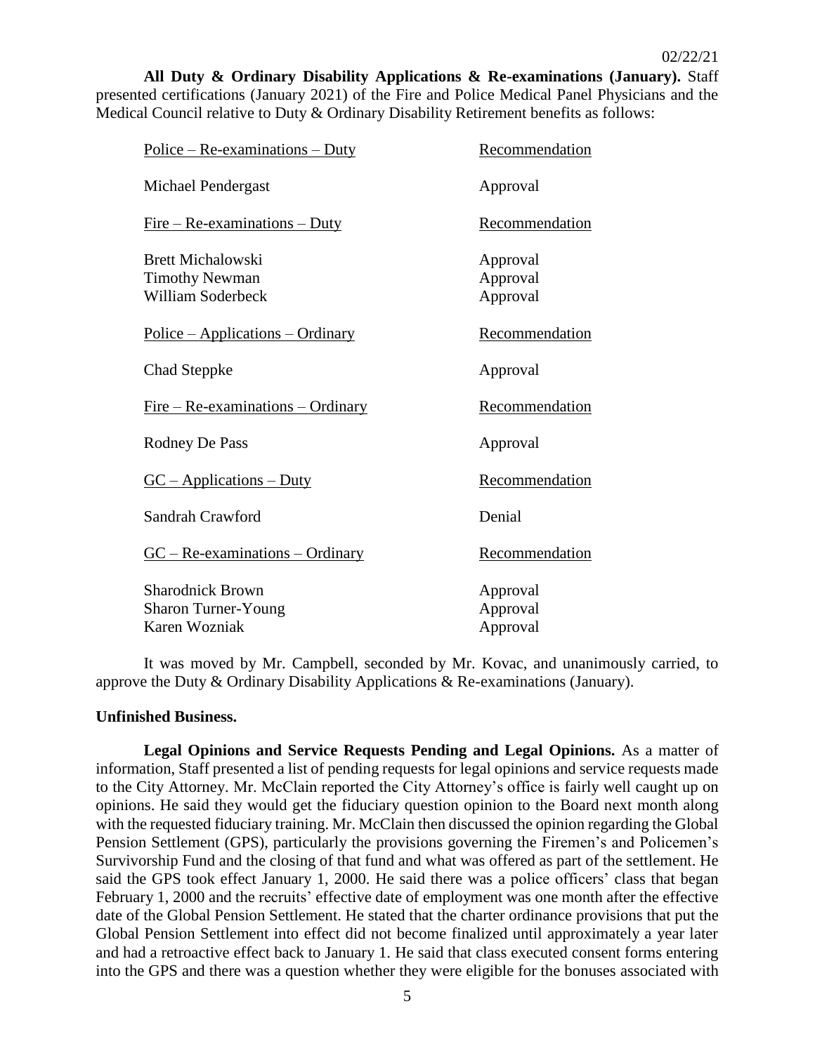**All Duty & Ordinary Disability Applications & Re-examinations (January).** Staff presented certifications (January 2021) of the Fire and Police Medical Panel Physicians and the Medical Council relative to Duty & Ordinary Disability Retirement benefits as follows:

| Police – Re-examinations – Duty | Recommendation |
|---|---|
| Michael Pendergast | Approval |

| Fire – Re-examinations – Duty | Recommendation |
|---|---|
| Brett Michalowski | Approval |
| Timothy Newman | Approval |
| William Soderbeck | Approval |

| Police – Applications – Ordinary | Recommendation |
|---|---|
| Chad Steppke | Approval |

| Fire – Re-examinations – Ordinary | Recommendation |
|---|---|
| Rodney De Pass | Approval |

| GC – Applications – Duty | Recommendation |
|---|---|
| Sandrah Crawford | Denial |

| GC – Re-examinations – Ordinary | Recommendation |
|---|---|
| Sharodnick Brown | Approval |
| Sharon Turner-Young | Approval |
| Karen Wozniak | Approval |

It was moved by Mr. Campbell, seconded by Mr. Kovac, and unanimously carried, to approve the Duty & Ordinary Disability Applications & Re-examinations (January).

**Unfinished Business.**

**Legal Opinions and Service Requests Pending and Legal Opinions.** As a matter of information, Staff presented a list of pending requests for legal opinions and service requests made to the City Attorney. Mr. McClain reported the City Attorney's office is fairly well caught up on opinions. He said they would get the fiduciary question opinion to the Board next month along with the requested fiduciary training. Mr. McClain then discussed the opinion regarding the Global Pension Settlement (GPS), particularly the provisions governing the Firemen's and Policemen's Survivorship Fund and the closing of that fund and what was offered as part of the settlement. He said the GPS took effect January 1, 2000. He said there was a police officers' class that began February 1, 2000 and the recruits' effective date of employment was one month after the effective date of the Global Pension Settlement. He stated that the charter ordinance provisions that put the Global Pension Settlement into effect did not become finalized until approximately a year later and had a retroactive effect back to January 1. He said that class executed consent forms entering into the GPS and there was a question whether they were eligible for the bonuses associated with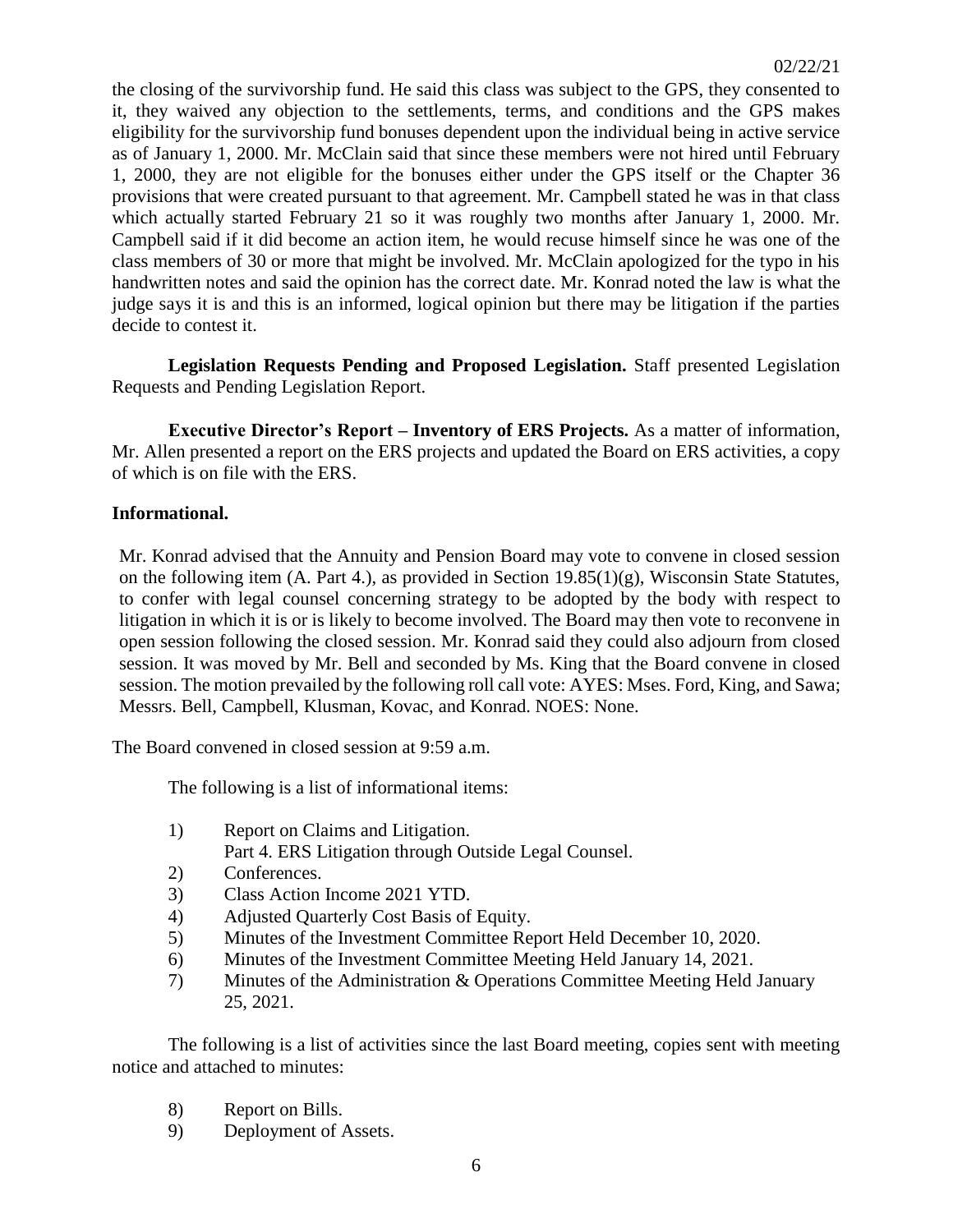the closing of the survivorship fund. He said this class was subject to the GPS, they consented to it, they waived any objection to the settlements, terms, and conditions and the GPS makes eligibility for the survivorship fund bonuses dependent upon the individual being in active service as of January 1, 2000. Mr. McClain said that since these members were not hired until February 1, 2000, they are not eligible for the bonuses either under the GPS itself or the Chapter 36 provisions that were created pursuant to that agreement. Mr. Campbell stated he was in that class which actually started February 21 so it was roughly two months after January 1, 2000. Mr. Campbell said if it did become an action item, he would recuse himself since he was one of the class members of 30 or more that might be involved. Mr. McClain apologized for the typo in his handwritten notes and said the opinion has the correct date. Mr. Konrad noted the law is what the judge says it is and this is an informed, logical opinion but there may be litigation if the parties decide to contest it.

**Legislation Requests Pending and Proposed Legislation.** Staff presented Legislation Requests and Pending Legislation Report.

**Executive Director's Report – Inventory of ERS Projects.** As a matter of information, Mr. Allen presented a report on the ERS projects and updated the Board on ERS activities, a copy of which is on file with the ERS.

**Informational.**

Mr. Konrad advised that the Annuity and Pension Board may vote to convene in closed session on the following item (A. Part 4.), as provided in Section 19.85(1)(g), Wisconsin State Statutes, to confer with legal counsel concerning strategy to be adopted by the body with respect to litigation in which it is or is likely to become involved. The Board may then vote to reconvene in open session following the closed session. Mr. Konrad said they could also adjourn from closed session. It was moved by Mr. Bell and seconded by Ms. King that the Board convene in closed session. The motion prevailed by the following roll call vote: AYES: Mses. Ford, King, and Sawa; Messrs. Bell, Campbell, Klusman, Kovac, and Konrad. NOES: None.

The Board convened in closed session at 9:59 a.m.

The following is a list of informational items:

1) Report on Claims and Litigation.
   Part 4. ERS Litigation through Outside Legal Counsel.
2) Conferences.
3) Class Action Income 2021 YTD.
4) Adjusted Quarterly Cost Basis of Equity.
5) Minutes of the Investment Committee Report Held December 10, 2020.
6) Minutes of the Investment Committee Meeting Held January 14, 2021.
7) Minutes of the Administration & Operations Committee Meeting Held January 25, 2021.

The following is a list of activities since the last Board meeting, copies sent with meeting notice and attached to minutes:

8) Report on Bills.
9) Deployment of Assets.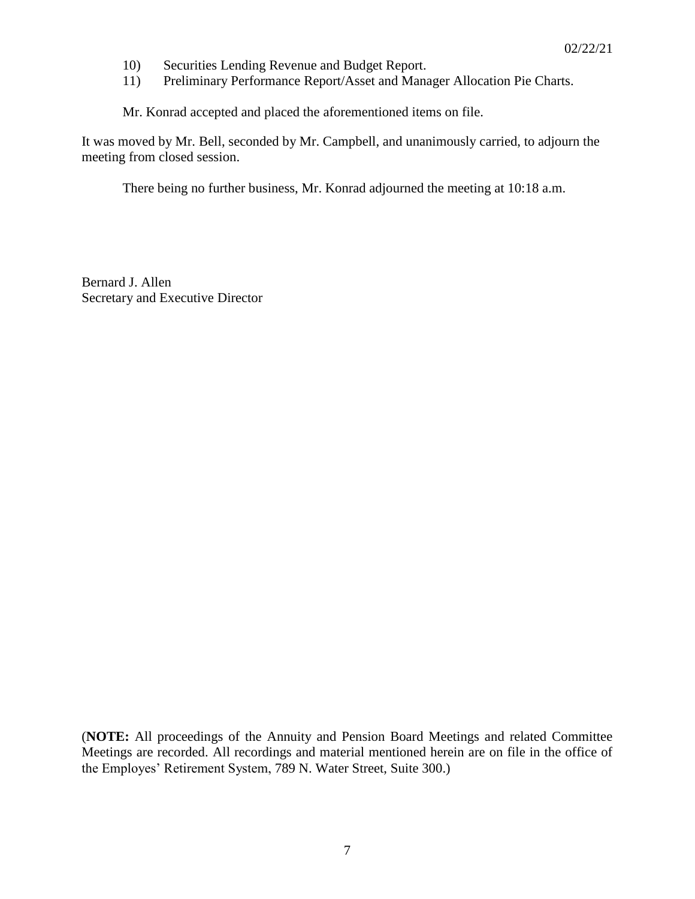10) Securities Lending Revenue and Budget Report.
11) Preliminary Performance Report/Asset and Manager Allocation Pie Charts.

Mr. Konrad accepted and placed the aforementioned items on file.

It was moved by Mr. Bell, seconded by Mr. Campbell, and unanimously carried, to adjourn the meeting from closed session.

There being no further business, Mr. Konrad adjourned the meeting at 10:18 a.m.

Bernard J. Allen
Secretary and Executive Director

(**NOTE:** All proceedings of the Annuity and Pension Board Meetings and related Committee Meetings are recorded. All recordings and material mentioned herein are on file in the office of the Employes' Retirement System, 789 N. Water Street, Suite 300.)